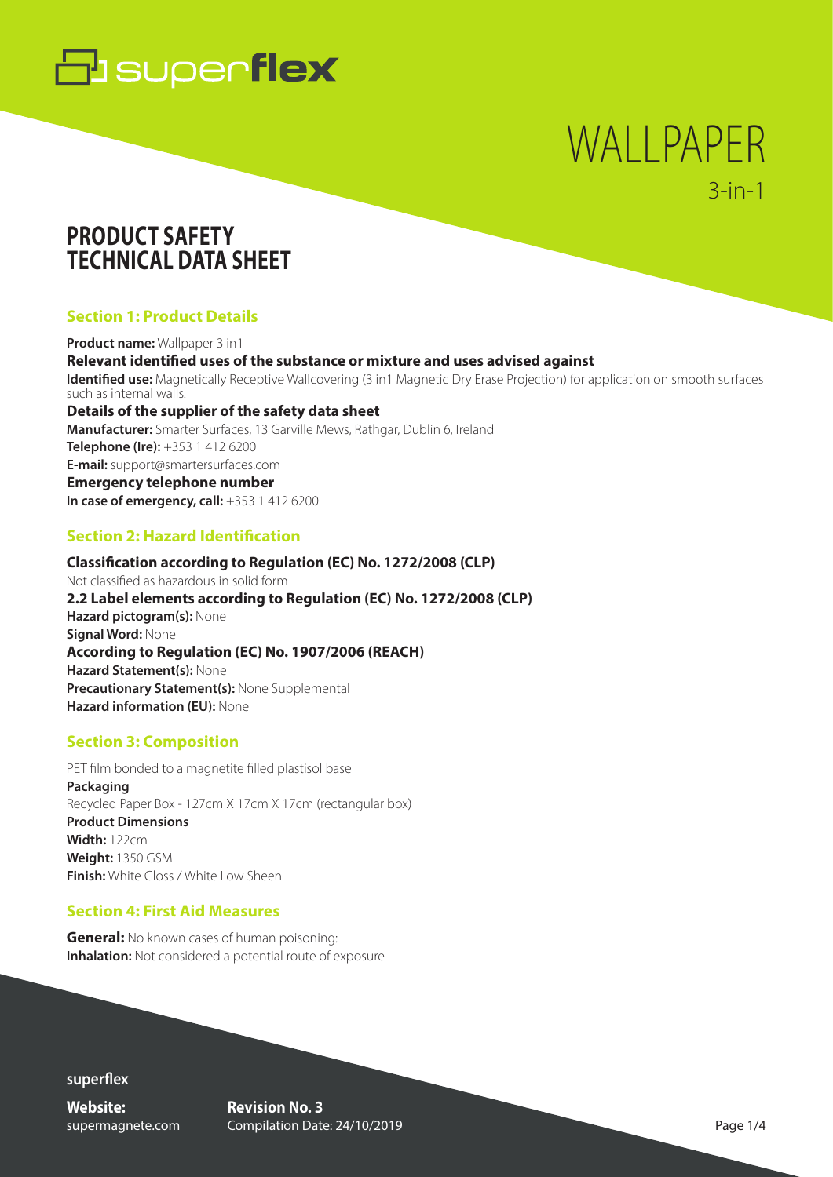superflex

# WALLPAPER

3-in-1

## PRODUCT SAFETY TECHNICAL DATA SHEET

### Section 1: Product Details

**Product name:** Wallpaper 3 in1

**Relevant identified uses of the substance or mixture and uses advised against**

**Identified use:** Magnetically Receptive Wallcovering (3 in1 Magnetic Dry Erase Projection) for application on smooth surfaces such as internal walls.

**Details of the supplier of the safety data sheet**

**Manufacturer:** Smarter Surfaces, 13 Garville Mews, Rathgar, Dublin 6, Ireland

**Telephone (Ire):** +353 1 412 6200

**E-mail:** support@smartersurfaces.com

**Emergency telephone number**

**In case of emergency, call:** +353 1 412 6200

### Section 2: Hazard Identification

**Classification according to Regulation (EC) No. 1272/2008 (CLP)**

Not classified as hazardous in solid form

**2.2 Label elements according to Regulation (EC) No. 1272/2008 (CLP)**

**Hazard pictogram(s):** None

**Signal Word:** None

**According to Regulation (EC) No. 1907/2006 (REACH)**

**Hazard Statement(s):** None

**Precautionary Statement(s):** None Supplemental

**Hazard information (EU):** None

### Section 3: Composition

PET film bonded to a magnetite filled plastisol base

**Packaging**

Recycled Paper Box - 127cm X 17cm X 17cm (rectangular box)

**Product Dimensions**

**Width:** 122cm

**Weight:** 1350 GSM

**Finish:** White Gloss / White Low Sheen

### Section 4: First Aid Measures

**General:** No known cases of human poisoning:

**Inhalation:** Not considered a potential route of exposure

superflex

**Website:** supermagnete.com

**Revision No. 3**
Compilation Date: 24/10/2019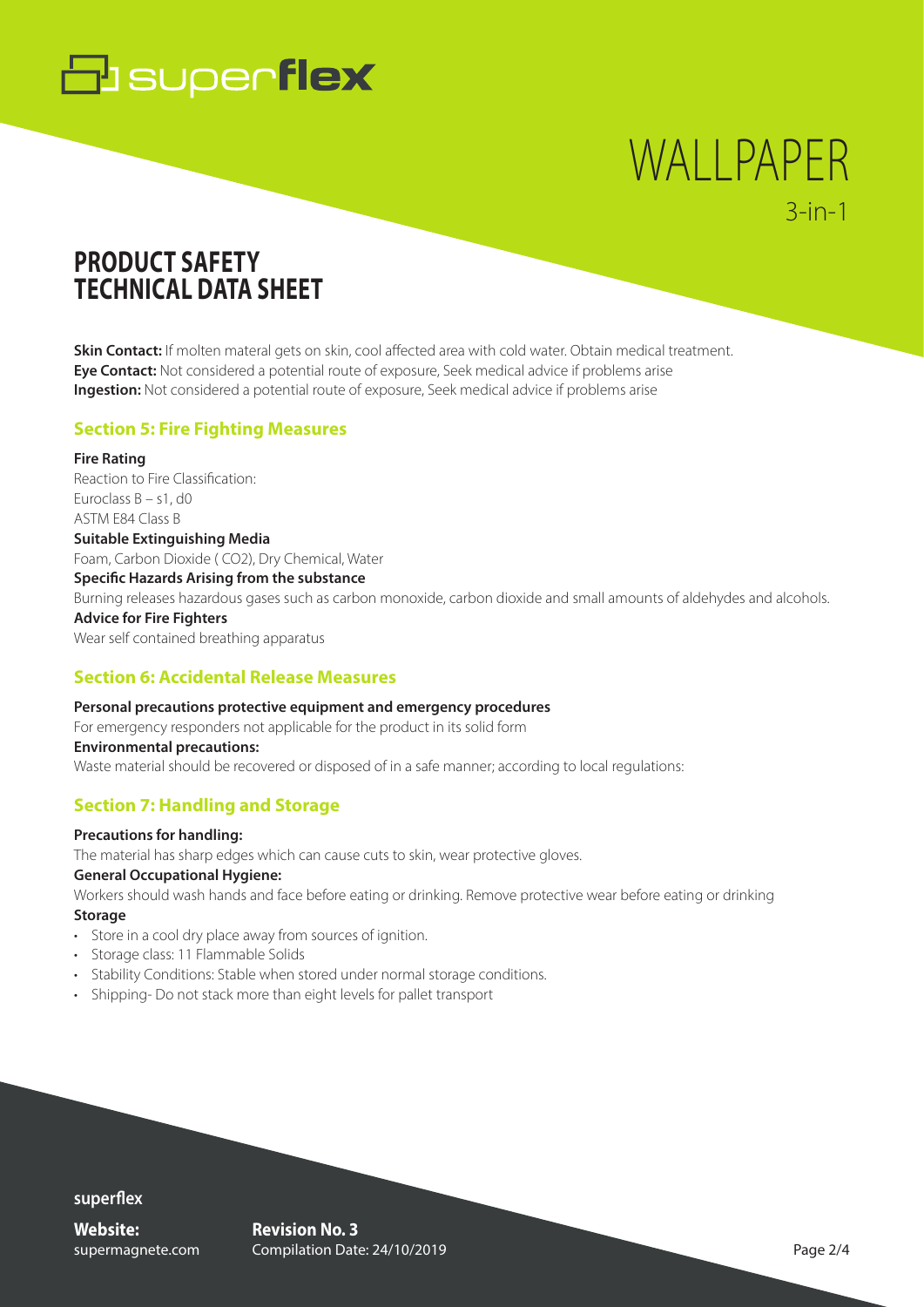**Skin Contact:** If molten materal gets on skin, cool affected area with cold water. Obtain medical treatment.
**Eye Contact:** Not considered a potential route of exposure, Seek medical advice if problems arise
**Ingestion:** Not considered a potential route of exposure, Seek medical advice if problems arise

## Section 5: Fire Fighting Measures

**Fire Rating**
Reaction to Fire Classification:
Euroclass B – s1, d0
ASTM E84 Class B

**Suitable Extinguishing Media**
Foam, Carbon Dioxide ( $CO_2$), Dry Chemical, Water

**Specific Hazards Arising from the substance**
Burning releases hazardous gases such as carbon monoxide, carbon dioxide and small amounts of aldehydes and alcohols.

**Advice for Fire Fighters**
Wear self contained breathing apparatus

## Section 6: Accidental Release Measures

**Personal precautions protective equipment and emergency procedures**
For emergency responders not applicable for the product in its solid form

**Environmental precautions:**
Waste material should be recovered or disposed of in a safe manner; according to local regulations:

## Section 7: Handling and Storage

**Precautions for handling:**
The material has sharp edges which can cause cuts to skin, wear protective gloves.

**General Occupational Hygiene:**
Workers should wash hands and face before eating or drinking. Remove protective wear before eating or drinking

**Storage**

- Store in a cool dry place away from sources of ignition.
- Storage class: 11 Flammable Solids
- Stability Conditions: Stable when stored under normal storage conditions.
- Shipping- Do not stack more than eight levels for pallet transport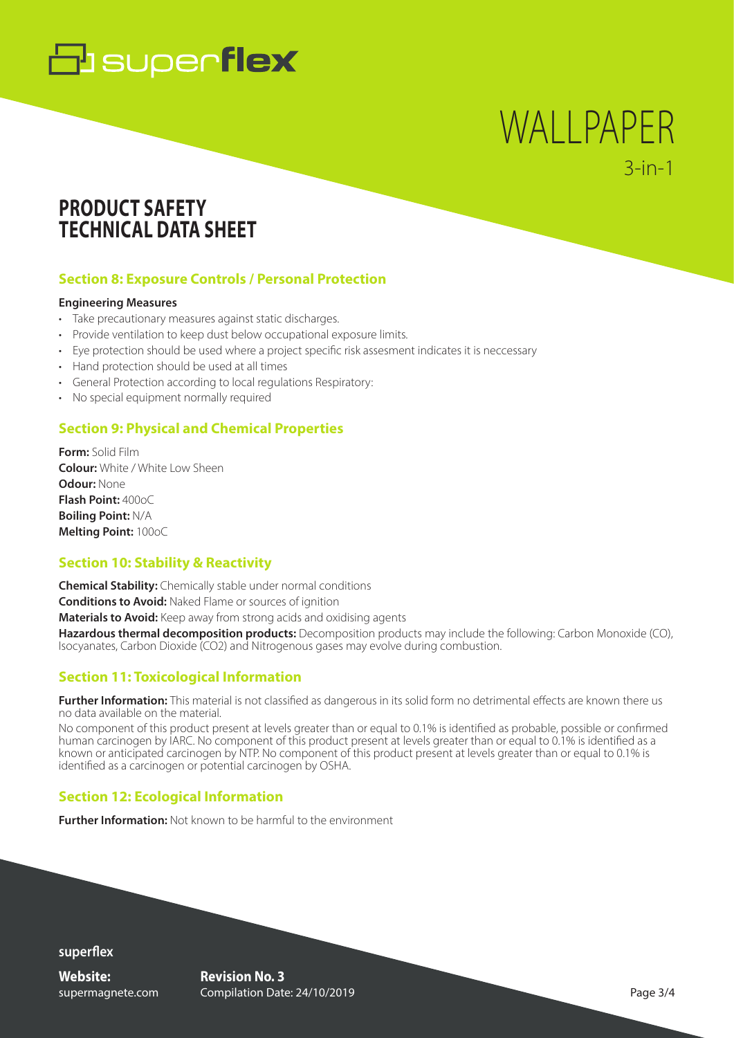# superflex

# WALLPAPER

3-in-1

## PRODUCT SAFETY TECHNICAL DATA SHEET

### Section 8: Exposure Controls / Personal Protection

**Engineering Measures**

- Take precautionary measures against static discharges.
- Provide ventilation to keep dust below occupational exposure limits.
- Eye protection should be used where a project specific risk assesment indicates it is neccessary
- Hand protection should be used at all times
- General Protection according to local regulations Respiratory:
- No special equipment normally required

### Section 9: Physical and Chemical Properties

**Form:** Solid Film
**Colour:** White / White Low Sheen
**Odour:** None
**Flash Point:** 400oC
**Boiling Point:** N/A
**Melting Point:** 100oC

### Section 10: Stability & Reactivity

**Chemical Stability:** Chemically stable under normal conditions
**Conditions to Avoid:** Naked Flame or sources of ignition
**Materials to Avoid:** Keep away from strong acids and oxidising agents
**Hazardous thermal decomposition products:** Decomposition products may include the following: Carbon Monoxide (CO), Isocyanates, Carbon Dioxide ($CO_2$) and Nitrogenous gases may evolve during combustion.

### Section 11: Toxicological Information

**Further Information:** This material is not classified as dangerous in its solid form no detrimental effects are known there us no data available on the material.

No component of this product present at levels greater than or equal to 0.1% is identified as probable, possible or confirmed human carcinogen by IARC. No component of this product present at levels greater than or equal to 0.1% is identified as a known or anticipated carcinogen by NTP. No component of this product present at levels greater than or equal to 0.1% is identified as a carcinogen or potential carcinogen by OSHA.

### Section 12: Ecological Information

**Further Information:** Not known to be harmful to the environment

**superflex**

**Website:**
supermagnete.com

**Revision No. 3**
Compilation Date: 24/10/2019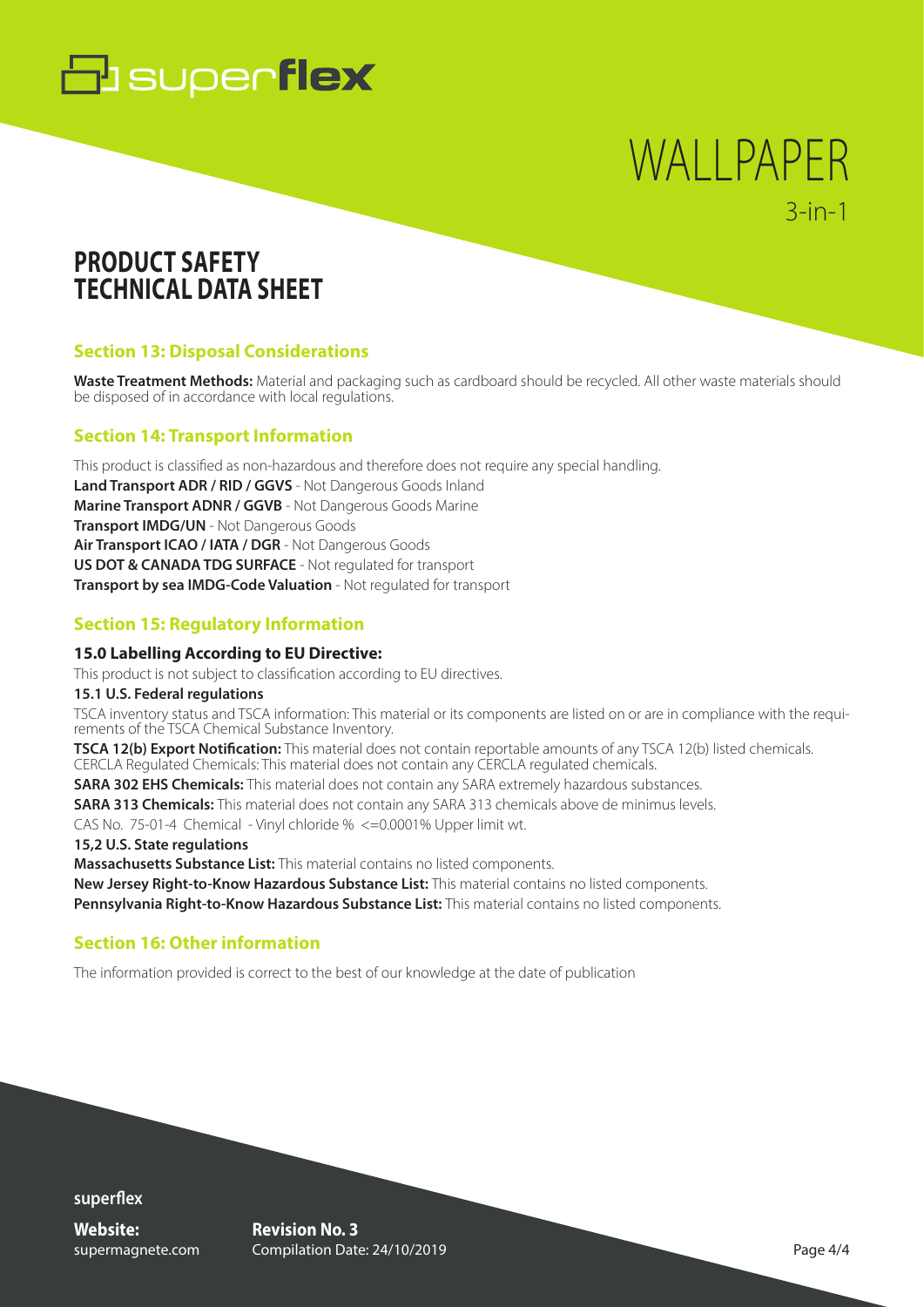# WALLPAPER

3-in-1

## PRODUCT SAFETY TECHNICAL DATA SHEET

### Section 13: Disposal Considerations

**Waste Treatment Methods:** Material and packaging such as cardboard should be recycled. All other waste materials should be disposed of in accordance with local regulations.

### Section 14: Transport Information

This product is classified as non-hazardous and therefore does not require any special handling.

**Land Transport ADR / RID / GGVS** - Not Dangerous Goods Inland
**Marine Transport ADNR / GGVB** - Not Dangerous Goods Marine
**Transport IMDG/UN** - Not Dangerous Goods
**Air Transport ICAO / IATA / DGR** - Not Dangerous Goods
**US DOT & CANADA TDG SURFACE** - Not regulated for transport
**Transport by sea IMDG-Code Valuation** - Not regulated for transport

### Section 15: Regulatory Information

**15.0 Labelling According to EU Directive:**

This product is not subject to classification according to EU directives.

**15.1 U.S. Federal regulations**

TSCA inventory status and TSCA information: This material or its components are listed on or are in compliance with the requirements of the TSCA Chemical Substance Inventory.

**TSCA 12(b) Export Notification:** This material does not contain reportable amounts of any TSCA 12(b) listed chemicals.
CERCLA Regulated Chemicals: This material does not contain any CERCLA regulated chemicals.

**SARA 302 EHS Chemicals:** This material does not contain any SARA extremely hazardous substances.

**SARA 313 Chemicals:** This material does not contain any SARA 313 chemicals above de minimus levels.

CAS No. 75-01-4 Chemical - Vinyl chloride % <=0.0001% Upper limit wt.

**15,2 U.S. State regulations**

**Massachusetts Substance List:** This material contains no listed components.

**New Jersey Right-to-Know Hazardous Substance List:** This material contains no listed components.

**Pennsylvania Right-to-Know Hazardous Substance List:** This material contains no listed components.

### Section 16: Other information

The information provided is correct to the best of our knowledge at the date of publication

**superflex**

**Website:**
supermagnete.com

**Revision No. 3**
Compilation Date: 24/10/2019